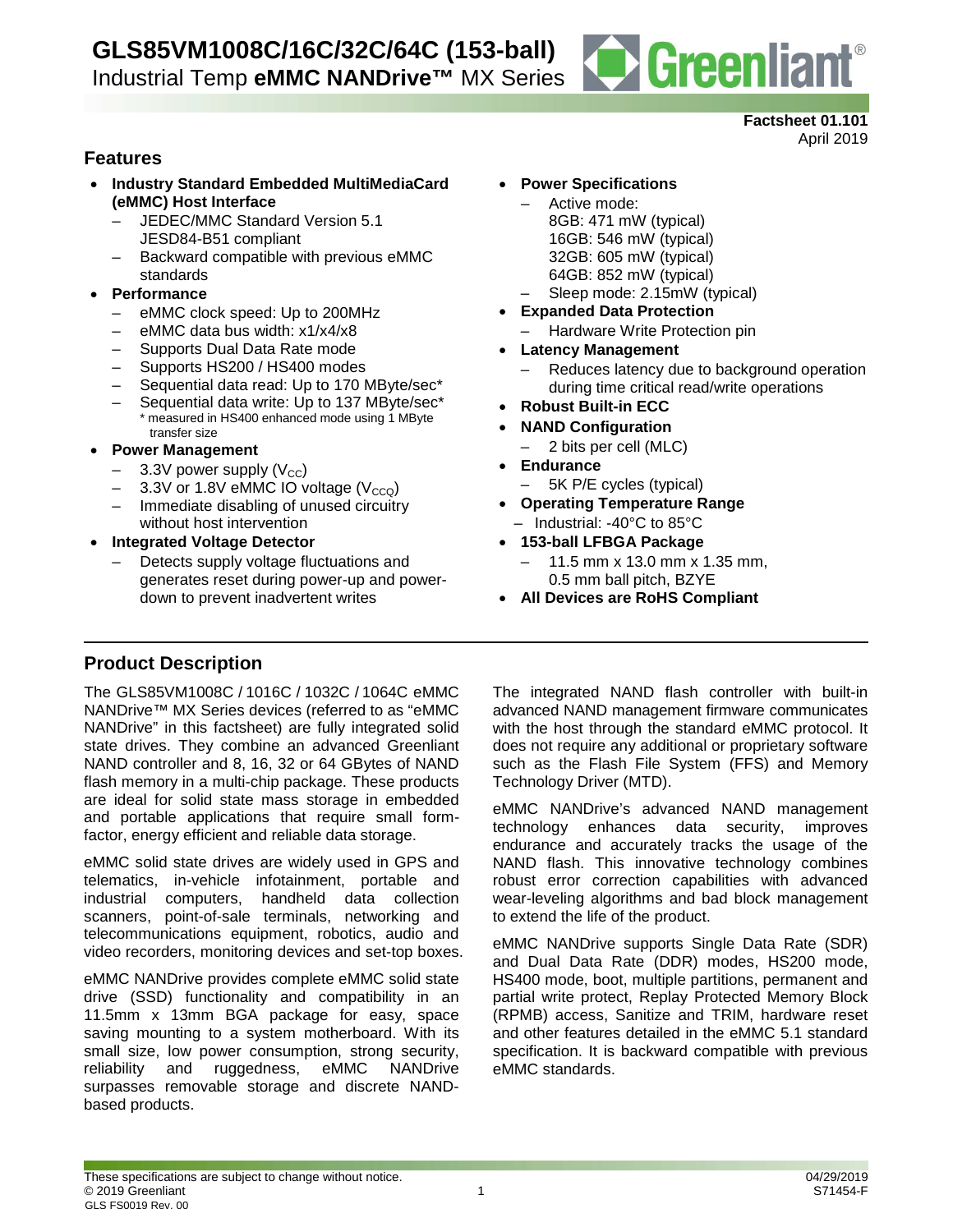# GLS85VM1008C/16C/32C/64C (153-ball)

Industrial Temp **eMMC NANDrive™** MX Series

**Factsheet 01.101**
April 2019

## Features

- **Industry Standard Embedded MultiMediaCard (eMMC) Host Interface**
  - JEDEC/MMC Standard Version 5.1 JESD84-B51 compliant
  - Backward compatible with previous eMMC standards
- **Performance**
  - eMMC clock speed: Up to 200MHz
  - eMMC data bus width: x1/x4/x8
  - Supports Dual Data Rate mode
  - Supports HS200 / HS400 modes
  - Sequential data read: Up to 170 MByte/sec*
  - Sequential data write: Up to 137 MByte/sec*
    
    \* measured in HS400 enhanced mode using 1 MByte transfer size
- **Power Management**
  - 3.3V power supply ($V_{CC}$)
  - 3.3V or 1.8V eMMC IO voltage ($V_{CCQ}$)
  - Immediate disabling of unused circuitry without host intervention
- **Integrated Voltage Detector**
  - Detects supply voltage fluctuations and generates reset during power-up and power-down to prevent inadvertent writes
- **Power Specifications**
  - Active mode:
    
    8GB: 471 mW (typical)
    16GB: 546 mW (typical)
    32GB: 605 mW (typical)
    64GB: 852 mW (typical)
  - Sleep mode: 2.15mW (typical)
- **Expanded Data Protection**
  - Hardware Write Protection pin
- **Latency Management**
  - Reduces latency due to background operation during time critical read/write operations
- **Robust Built-in ECC**
- **NAND Configuration**
  - 2 bits per cell (MLC)
- **Endurance**
  - 5K P/E cycles (typical)
- **Operating Temperature Range**
  - Industrial: -40°C to 85°C
- **153-ball LFBGA Package**
  - 11.5 mm x 13.0 mm x 1.35 mm, 0.5 mm ball pitch, BZYE
- **All Devices are RoHS Compliant**

## Product Description

The GLS85VM1008C / 1016C / 1032C / 1064C eMMC NANDrive™ MX Series devices (referred to as "eMMC NANDrive" in this factsheet) are fully integrated solid state drives. They combine an advanced Greenliant NAND controller and 8, 16, 32 or 64 GBytes of NAND flash memory in a multi-chip package. These products are ideal for solid state mass storage in embedded and portable applications that require small form-factor, energy efficient and reliable data storage.

eMMC solid state drives are widely used in GPS and telematics, in-vehicle infotainment, portable and industrial computers, handheld data collection scanners, point-of-sale terminals, networking and telecommunications equipment, robotics, audio and video recorders, monitoring devices and set-top boxes.

eMMC NANDrive provides complete eMMC solid state drive (SSD) functionality and compatibility in an 11.5mm x 13mm BGA package for easy, space saving mounting to a system motherboard. With its small size, low power consumption, strong security, reliability and ruggedness, eMMC NANDrive surpasses removable storage and discrete NAND-based products.

The integrated NAND flash controller with built-in advanced NAND management firmware communicates with the host through the standard eMMC protocol. It does not require any additional or proprietary software such as the Flash File System (FFS) and Memory Technology Driver (MTD).

eMMC NANDrive's advanced NAND management technology enhances data security, improves endurance and accurately tracks the usage of the NAND flash. This innovative technology combines robust error correction capabilities with advanced wear-leveling algorithms and bad block management to extend the life of the product.

eMMC NANDrive supports Single Data Rate (SDR) and Dual Data Rate (DDR) modes, HS200 mode, HS400 mode, boot, multiple partitions, permanent and partial write protect, Replay Protected Memory Block (RPMB) access, Sanitize and TRIM, hardware reset and other features detailed in the eMMC 5.1 standard specification. It is backward compatible with previous eMMC standards.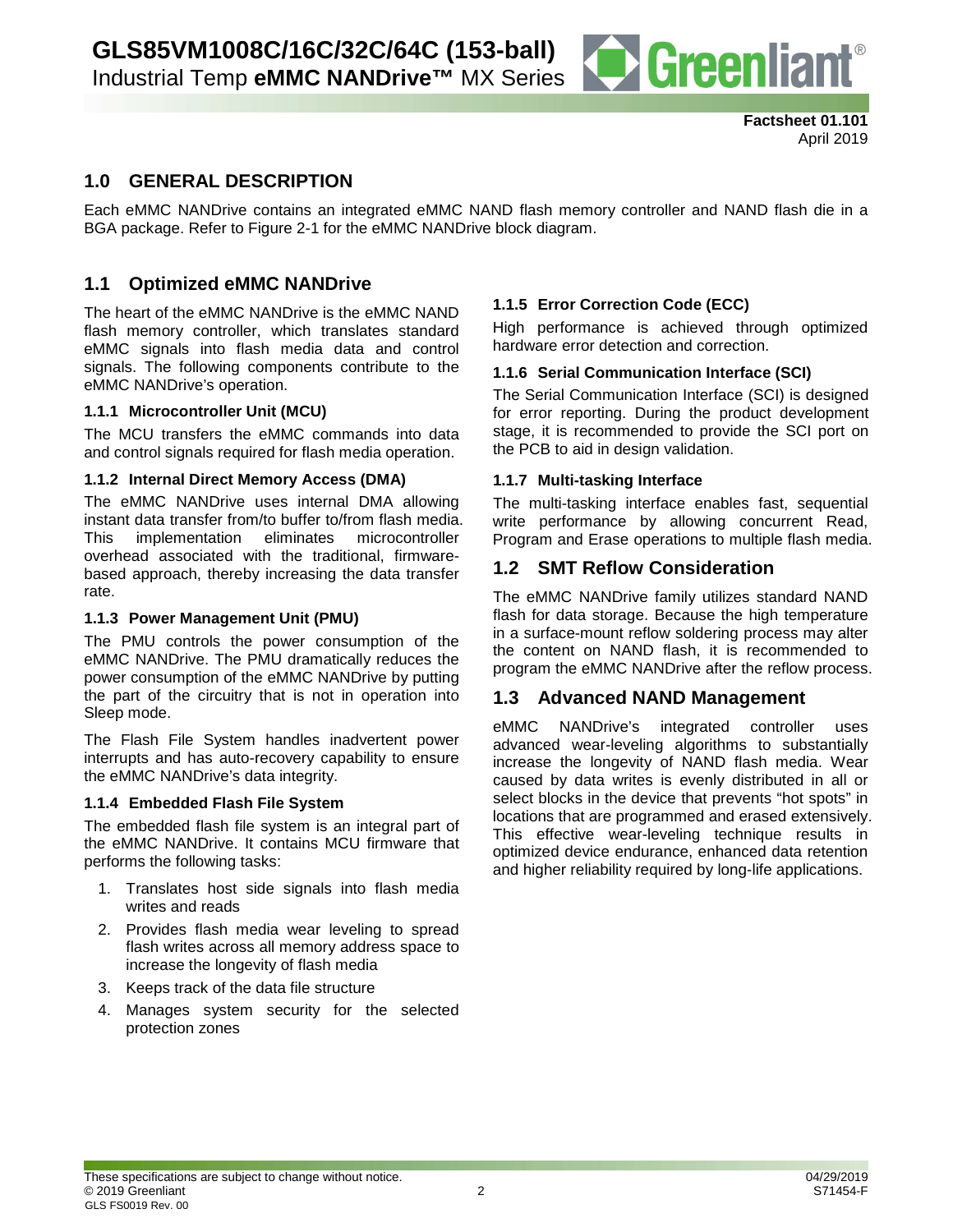## 1.0 GENERAL DESCRIPTION

Each eMMC NANDrive contains an integrated eMMC NAND flash memory controller and NAND flash die in a BGA package. Refer to Figure 2-1 for the eMMC NANDrive block diagram.

## 1.1 Optimized eMMC NANDrive

The heart of the eMMC NANDrive is the eMMC NAND flash memory controller, which translates standard eMMC signals into flash media data and control signals. The following components contribute to the eMMC NANDrive's operation.

### 1.1.1 Microcontroller Unit (MCU)

The MCU transfers the eMMC commands into data and control signals required for flash media operation.

### 1.1.2 Internal Direct Memory Access (DMA)

The eMMC NANDrive uses internal DMA allowing instant data transfer from/to buffer to/from flash media. This implementation eliminates microcontroller overhead associated with the traditional, firmware-based approach, thereby increasing the data transfer rate.

### 1.1.3 Power Management Unit (PMU)

The PMU controls the power consumption of the eMMC NANDrive. The PMU dramatically reduces the power consumption of the eMMC NANDrive by putting the part of the circuitry that is not in operation into Sleep mode.

The Flash File System handles inadvertent power interrupts and has auto-recovery capability to ensure the eMMC NANDrive's data integrity.

### 1.1.4 Embedded Flash File System

The embedded flash file system is an integral part of the eMMC NANDrive. It contains MCU firmware that performs the following tasks:

1. Translates host side signals into flash media writes and reads
2. Provides flash media wear leveling to spread flash writes across all memory address space to increase the longevity of flash media
3. Keeps track of the data file structure
4. Manages system security for the selected protection zones

### 1.1.5 Error Correction Code (ECC)

High performance is achieved through optimized hardware error detection and correction.

### 1.1.6 Serial Communication Interface (SCI)

The Serial Communication Interface (SCI) is designed for error reporting. During the product development stage, it is recommended to provide the SCI port on the PCB to aid in design validation.

### 1.1.7 Multi-tasking Interface

The multi-tasking interface enables fast, sequential write performance by allowing concurrent Read, Program and Erase operations to multiple flash media.

## 1.2 SMT Reflow Consideration

The eMMC NANDrive family utilizes standard NAND flash for data storage. Because the high temperature in a surface-mount reflow soldering process may alter the content on NAND flash, it is recommended to program the eMMC NANDrive after the reflow process.

## 1.3 Advanced NAND Management

eMMC NANDrive's integrated controller uses advanced wear-leveling algorithms to substantially increase the longevity of NAND flash media. Wear caused by data writes is evenly distributed in all or select blocks in the device that prevents "hot spots" in locations that are programmed and erased extensively. This effective wear-leveling technique results in optimized device endurance, enhanced data retention and higher reliability required by long-life applications.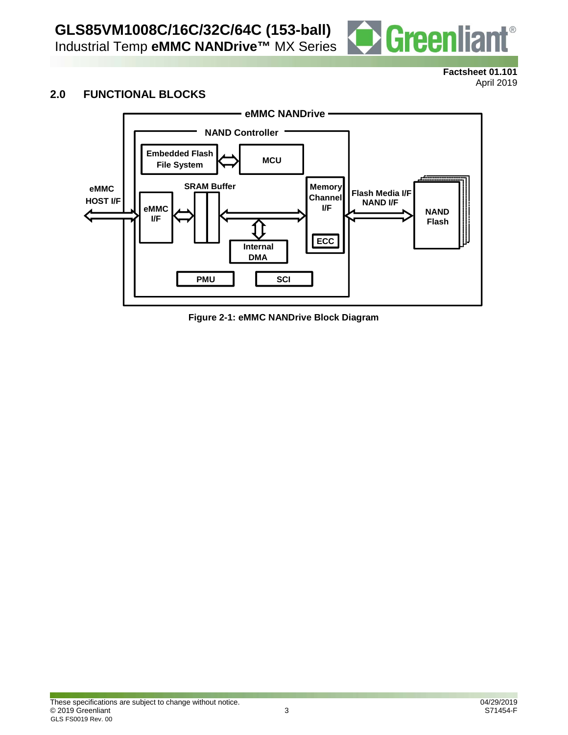## 2.0 FUNCTIONAL BLOCKS

eMMC NANDrive

NAND Controller

Embedded Flash File System

MCU

eMMC HOST I/F

SRAM Buffer

eMMC I/F

Memory Channel I/F

Flash Media I/F NAND I/F

NAND Flash

ECC

Internal DMA

PMU

SCI

**Figure 2-1: eMMC NANDrive Block Diagram**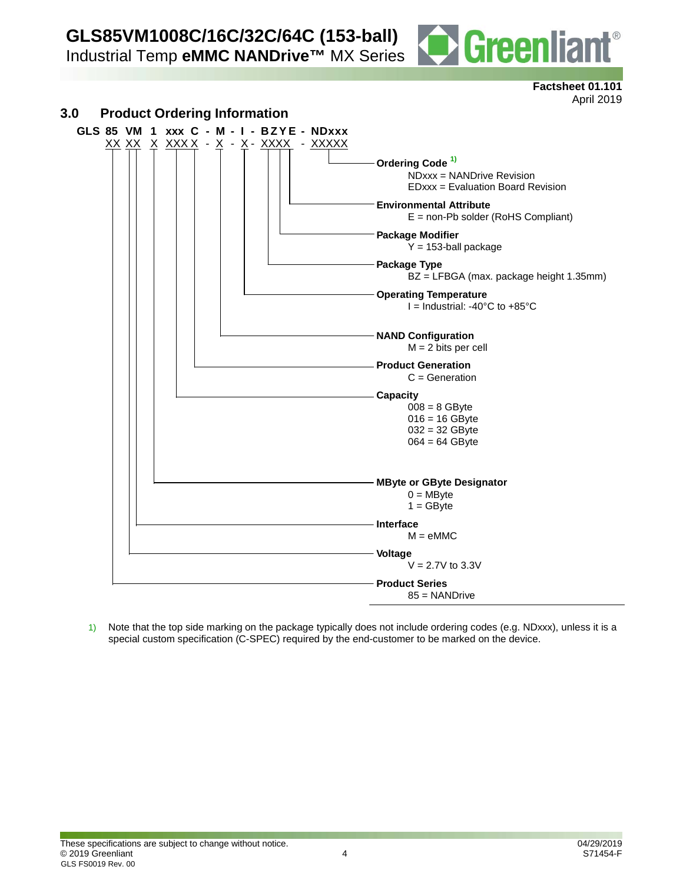## 3.0 Product Ordering Information

```
GLS 85  VM  1  xxx  C  -  M  -  I  -  BZYE  -  NDxxx
    XX  XX  X  XXX  X  -  X  -  X  -  XXXX  -  XXXXX
```

**Ordering Code** [1)]
- NDxxx = NANDrive Revision
- EDxxx = Evaluation Board Revision

**Environmental Attribute**
- E = non-Pb solder (RoHS Compliant)

**Package Modifier**
- Y = 153-ball package

**Package Type**
- BZ = LFBGA (max. package height 1.35mm)

**Operating Temperature**
- I = Industrial: -40°C to +85°C

**NAND Configuration**
- M = 2 bits per cell

**Product Generation**
- C = Generation

**Capacity**
- 008 = 8 GByte
- 016 = 16 GByte
- 032 = 32 GByte
- 064 = 64 GByte

**MByte or GByte Designator**
- 0 = MByte
- 1 = GByte

**Interface**
- M = eMMC

**Voltage**
- V = 2.7V to 3.3V

**Product Series**
- 85 = NANDrive

1) Note that the top side marking on the package typically does not include ordering codes (e.g. NDxxx), unless it is a special custom specification (C-SPEC) required by the end-customer to be marked on the device.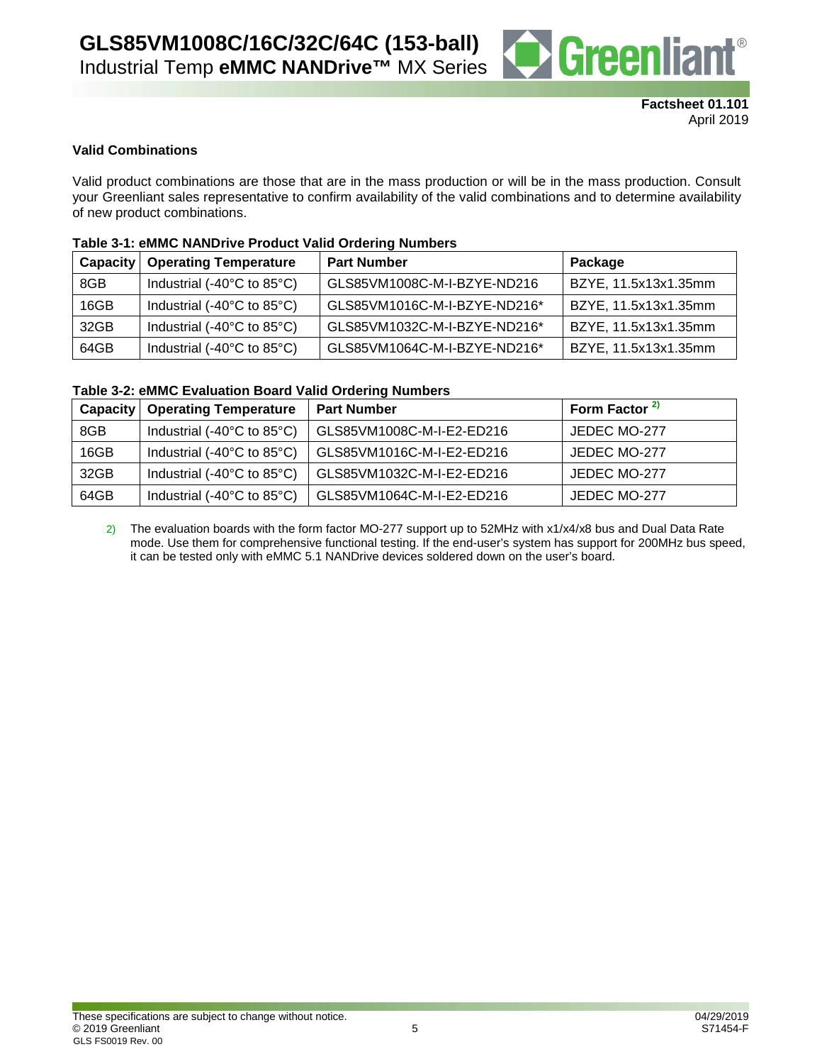**Valid Combinations**

Valid product combinations are those that are in the mass production or will be in the mass production. Consult your Greenliant sales representative to confirm availability of the valid combinations and to determine availability of new product combinations.

**Table 3-1: eMMC NANDrive Product Valid Ordering Numbers**

| Capacity | Operating Temperature | Part Number | Package |
|---|---|---|---|
| 8GB | Industrial (-40°C to 85°C) | GLS85VM1008C-M-I-BZYE-ND216 | BZYE, 11.5x13x1.35mm |
| 16GB | Industrial (-40°C to 85°C) | GLS85VM1016C-M-I-BZYE-ND216* | BZYE, 11.5x13x1.35mm |
| 32GB | Industrial (-40°C to 85°C) | GLS85VM1032C-M-I-BZYE-ND216* | BZYE, 11.5x13x1.35mm |
| 64GB | Industrial (-40°C to 85°C) | GLS85VM1064C-M-I-BZYE-ND216* | BZYE, 11.5x13x1.35mm |

**Table 3-2: eMMC Evaluation Board Valid Ordering Numbers**

| Capacity | Operating Temperature | Part Number | Form Factor [2)] |
|---|---|---|---|
| 8GB | Industrial (-40°C to 85°C) | GLS85VM1008C-M-I-E2-ED216 | JEDEC MO-277 |
| 16GB | Industrial (-40°C to 85°C) | GLS85VM1016C-M-I-E2-ED216 | JEDEC MO-277 |
| 32GB | Industrial (-40°C to 85°C) | GLS85VM1032C-M-I-E2-ED216 | JEDEC MO-277 |
| 64GB | Industrial (-40°C to 85°C) | GLS85VM1064C-M-I-E2-ED216 | JEDEC MO-277 |

2) The evaluation boards with the form factor MO-277 support up to 52MHz with x1/x4/x8 bus and Dual Data Rate mode. Use them for comprehensive functional testing. If the end-user's system has support for 200MHz bus speed, it can be tested only with eMMC 5.1 NANDrive devices soldered down on the user's board.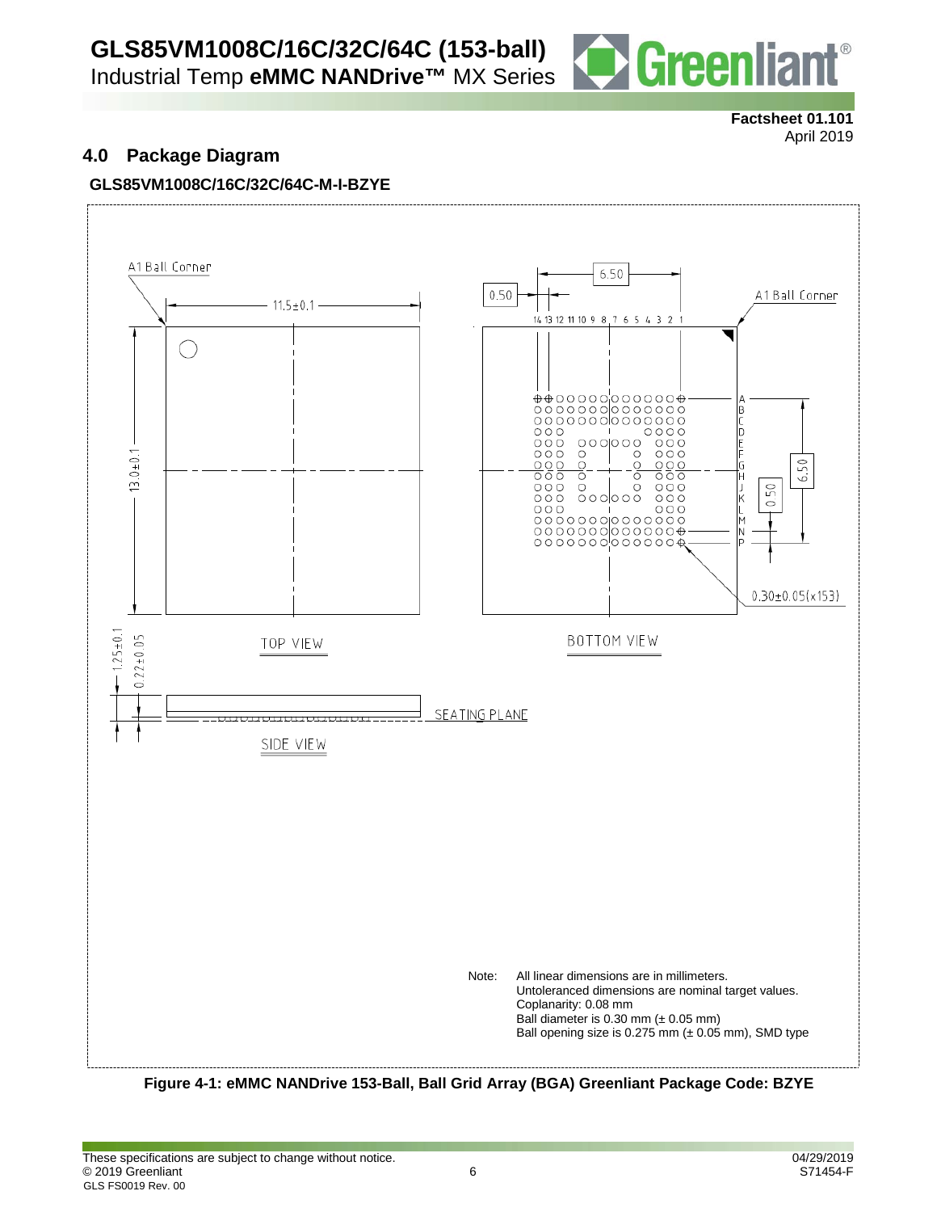## 4.0 Package Diagram

### GLS85VM1008C/16C/32C/64C-M-I-BZYE

A1 Ball Corner

11.5±0.1

13.0±0.1

TOP VIEW

6.50

0.50

A1 Ball Corner

14 13 12 11 10 9 8 7 6 5 4 3 2 1

A B C D E F G H J K L M N P

6.50

0.50

0.30±0.05(x153)

BOTTOM VIEW

1.25±0.1

0.22±0.05

SEATING PLANE

SIDE VIEW

Note: All linear dimensions are in millimeters.
Untoleranced dimensions are nominal target values.
Coplanarity: 0.08 mm
Ball diameter is 0.30 mm (± 0.05 mm)
Ball opening size is 0.275 mm (± 0.05 mm), SMD type

**Figure 4-1: eMMC NANDrive 153-Ball, Ball Grid Array (BGA) Greenliant Package Code: BZYE**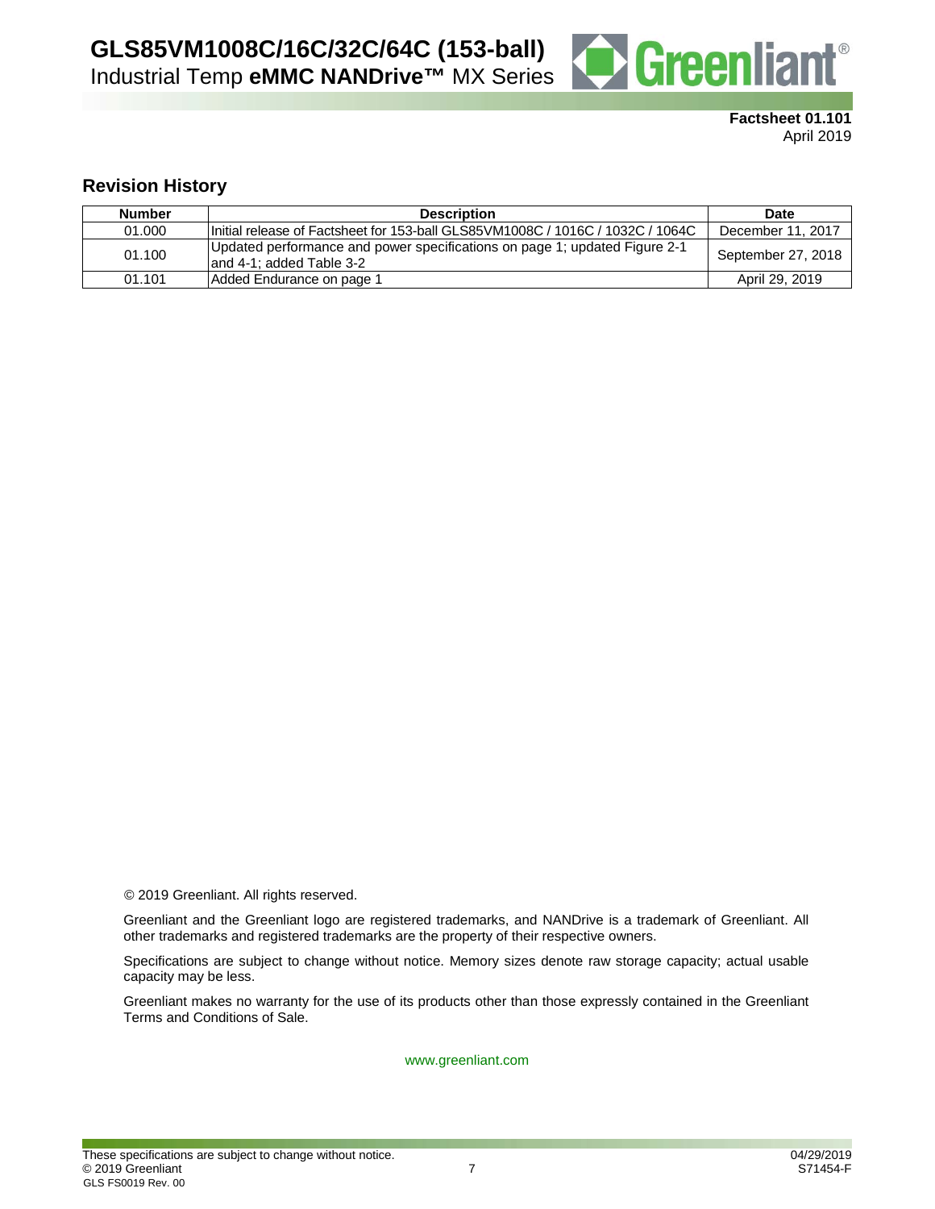**Factsheet 01.101**
April 2019

## Revision History

| Number | Description | Date |
|---|---|---|
| 01.000 | Initial release of Factsheet for 153-ball GLS85VM1008C / 1016C / 1032C / 1064C | December 11, 2017 |
| 01.100 | Updated performance and power specifications on page 1; updated Figure 2-1 and 4-1; added Table 3-2 | September 27, 2018 |
| 01.101 | Added Endurance on page 1 | April 29, 2019 |

© 2019 Greenliant. All rights reserved.

Greenliant and the Greenliant logo are registered trademarks, and NANDrive is a trademark of Greenliant. All other trademarks and registered trademarks are the property of their respective owners.

Specifications are subject to change without notice. Memory sizes denote raw storage capacity; actual usable capacity may be less.

Greenliant makes no warranty for the use of its products other than those expressly contained in the Greenliant Terms and Conditions of Sale.

www.greenliant.com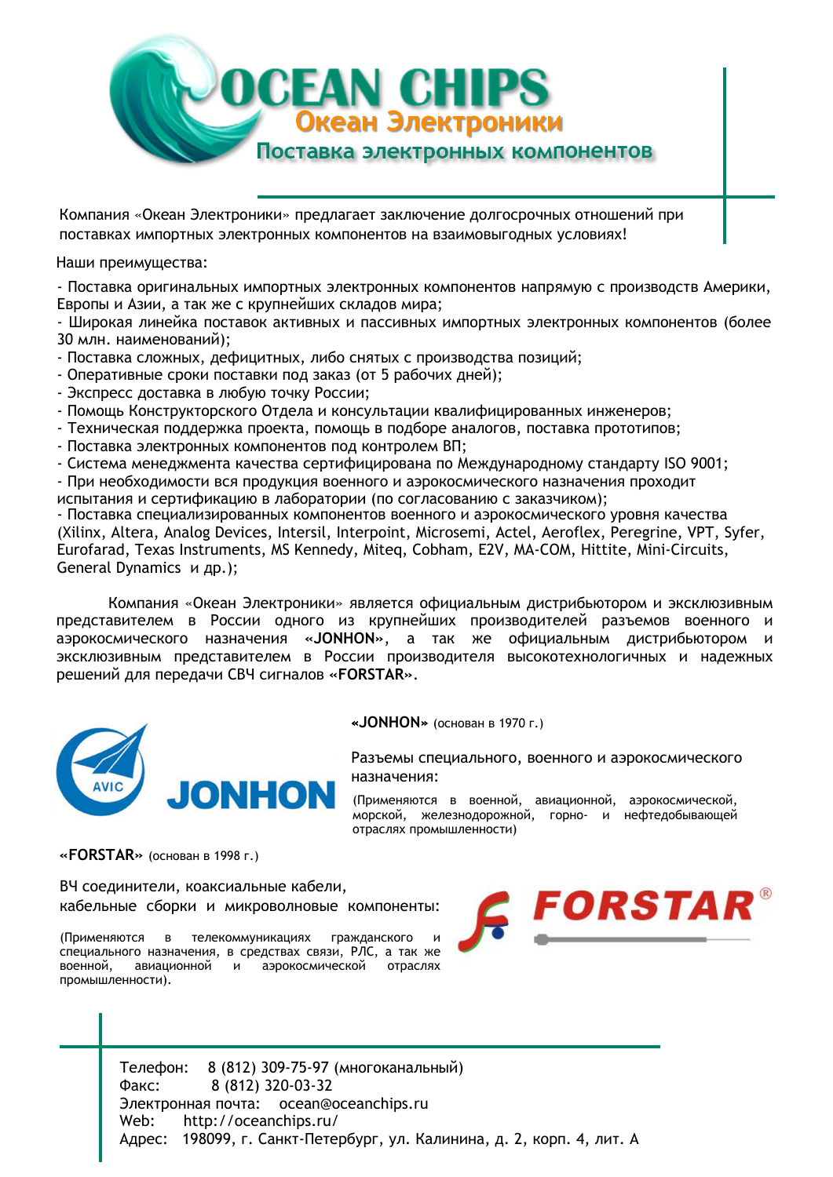# OCEAN CHIPS

## Океан Электроники

### Поставка электронных компонентов

Компания «Океан Электроники» предлагает заключение долгосрочных отношений при поставках импортных электронных компонентов на взаимовыгодных условиях!

Наши преимущества:

- Поставка оригинальных импортных электронных компонентов напрямую с производств Америки, Европы и Азии, а так же с крупнейших складов мира;
- Широкая линейка поставок активных и пассивных импортных электронных компонентов (более 30 млн. наименований);
- Поставка сложных, дефицитных, либо снятых с производства позиций;
- Оперативные сроки поставки под заказ (от 5 рабочих дней);
- Экспресс доставка в любую точку России;
- Помощь Конструкторского Отдела и консультации квалифицированных инженеров;
- Техническая поддержка проекта, помощь в подборе аналогов, поставка прототипов;
- Поставка электронных компонентов под контролем ВП;
- Система менеджмента качества сертифицирована по Международному стандарту ISO 9001;
- При необходимости вся продукция военного и аэрокосмического назначения проходит испытания и сертификацию в лаборатории (по согласованию с заказчиком);
- Поставка специализированных компонентов военного и аэрокосмического уровня качества (Xilinx, Altera, Analog Devices, Intersil, Interpoint, Microsemi, Actel, Aeroflex, Peregrine, VPT, Syfer, Eurofarad, Texas Instruments, MS Kennedy, Miteq, Cobham, E2V, MA-COM, Hittite, Mini-Circuits, General Dynamics и др.);

Компания «Океан Электроники» является официальным дистрибьютором и эксклюзивным представителем в России одного из крупнейших производителей разъемов военного и аэрокосмического назначения **«JONHON»**, а так же официальным дистрибьютором и эксклюзивным представителем в России производителя высокотехнологичных и надежных решений для передачи СВЧ сигналов **«FORSTAR»**.

AVIC JONHON

**«JONHON»** (основан в 1970 г.)

Разъемы специального, военного и аэрокосмического назначения:

(Применяются в военной, авиационной, аэрокосмической, морской, железнодорожной, горно- и нефтедобывающей отраслях промышленности)

**«FORSTAR»** (основан в 1998 г.)

ВЧ соединители, коаксиальные кабели, кабельные сборки и микроволновые компоненты:

(Применяются в телекоммуникациях гражданского и специального назначения, в средствах связи, РЛС, а так же военной, авиационной и аэрокосмической отраслях промышленности).

FORSTAR®

Телефон: 8 (812) 309-75-97 (многоканальный)
Факс: 8 (812) 320-03-32
Электронная почта: ocean@oceanchips.ru
Web: http://oceanchips.ru/
Адрес: 198099, г. Санкт-Петербург, ул. Калинина, д. 2, корп. 4, лит. А